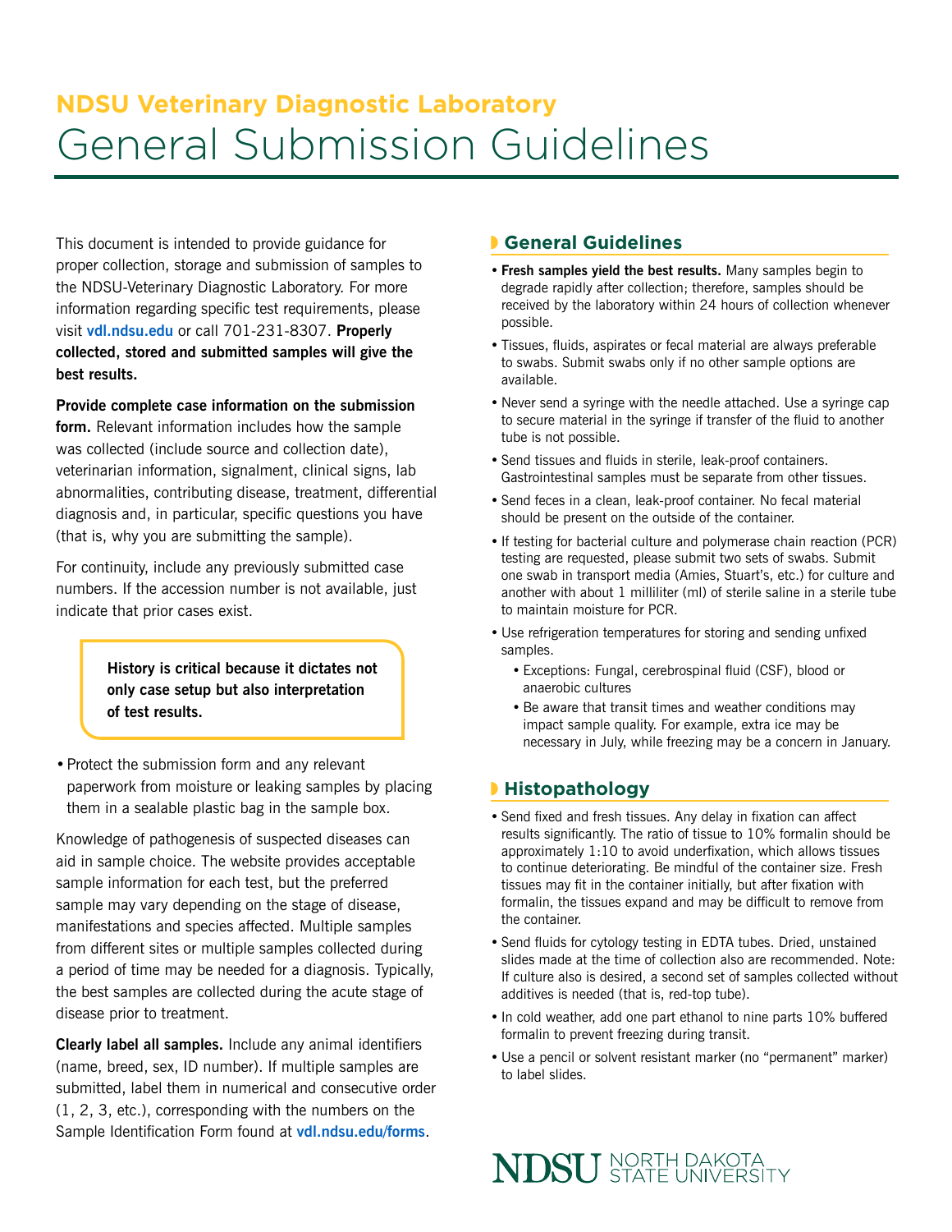**NDSU Veterinary Diagnostic Laboratory**

# General Submission Guidelines

This document is intended to provide guidance for proper collection, storage and submission of samples to the NDSU-Veterinary Diagnostic Laboratory. For more information regarding specific test requirements, please visit **vdl.ndsu.edu** or call 701-231-8307. **Properly collected, stored and submitted samples will give the best results.**

**Provide complete case information on the submission form.** Relevant information includes how the sample was collected (include source and collection date), veterinarian information, signalment, clinical signs, lab abnormalities, contributing disease, treatment, differential diagnosis and, in particular, specific questions you have (that is, why you are submitting the sample).

For continuity, include any previously submitted case numbers. If the accession number is not available, just indicate that prior cases exist.

> **History is critical because it dictates not only case setup but also interpretation of test results.**

- Protect the submission form and any relevant paperwork from moisture or leaking samples by placing them in a sealable plastic bag in the sample box.

Knowledge of pathogenesis of suspected diseases can aid in sample choice. The website provides acceptable sample information for each test, but the preferred sample may vary depending on the stage of disease, manifestations and species affected. Multiple samples from different sites or multiple samples collected during a period of time may be needed for a diagnosis. Typically, the best samples are collected during the acute stage of disease prior to treatment.

**Clearly label all samples.** Include any animal identifiers (name, breed, sex, ID number). If multiple samples are submitted, label them in numerical and consecutive order (1, 2, 3, etc.), corresponding with the numbers on the Sample Identification Form found at **vdl.ndsu.edu/forms**.

## General Guidelines

- **Fresh samples yield the best results.** Many samples begin to degrade rapidly after collection; therefore, samples should be received by the laboratory within 24 hours of collection whenever possible.
- Tissues, fluids, aspirates or fecal material are always preferable to swabs. Submit swabs only if no other sample options are available.
- Never send a syringe with the needle attached. Use a syringe cap to secure material in the syringe if transfer of the fluid to another tube is not possible.
- Send tissues and fluids in sterile, leak-proof containers. Gastrointestinal samples must be separate from other tissues.
- Send feces in a clean, leak-proof container. No fecal material should be present on the outside of the container.
- If testing for bacterial culture and polymerase chain reaction (PCR) testing are requested, please submit two sets of swabs. Submit one swab in transport media (Amies, Stuart's, etc.) for culture and another with about 1 milliliter (ml) of sterile saline in a sterile tube to maintain moisture for PCR.
- Use refrigeration temperatures for storing and sending unfixed samples.
  - Exceptions: Fungal, cerebrospinal fluid (CSF), blood or anaerobic cultures
  - Be aware that transit times and weather conditions may impact sample quality. For example, extra ice may be necessary in July, while freezing may be a concern in January.

## Histopathology

- Send fixed and fresh tissues. Any delay in fixation can affect results significantly. The ratio of tissue to 10% formalin should be approximately 1:10 to avoid underfixation, which allows tissues to continue deteriorating. Be mindful of the container size. Fresh tissues may fit in the container initially, but after fixation with formalin, the tissues expand and may be difficult to remove from the container.
- Send fluids for cytology testing in EDTA tubes. Dried, unstained slides made at the time of collection also are recommended. Note: If culture also is desired, a second set of samples collected without additives is needed (that is, red-top tube).
- In cold weather, add one part ethanol to nine parts 10% buffered formalin to prevent freezing during transit.
- Use a pencil or solvent resistant marker (no "permanent" marker) to label slides.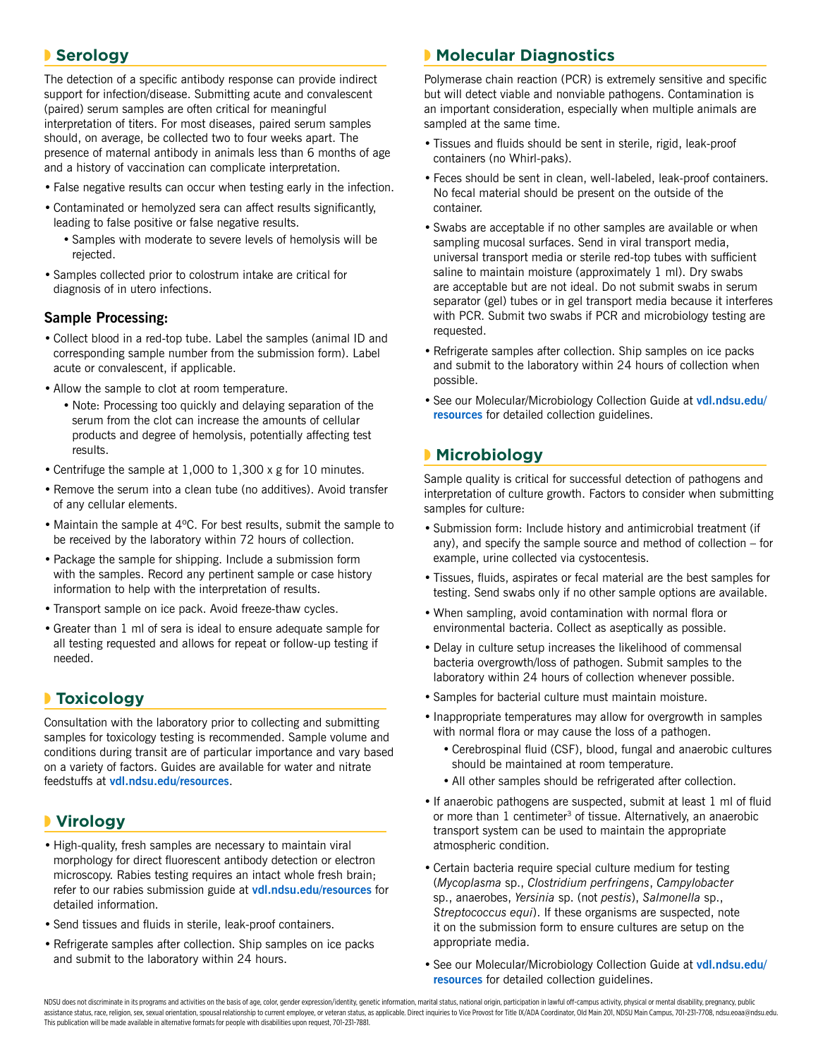## Serology

The detection of a specific antibody response can provide indirect support for infection/disease. Submitting acute and convalescent (paired) serum samples are often critical for meaningful interpretation of titers. For most diseases, paired serum samples should, on average, be collected two to four weeks apart. The presence of maternal antibody in animals less than 6 months of age and a history of vaccination can complicate interpretation.

- False negative results can occur when testing early in the infection.
- Contaminated or hemolyzed sera can affect results significantly, leading to false positive or false negative results.
  - Samples with moderate to severe levels of hemolysis will be rejected.
- Samples collected prior to colostrum intake are critical for diagnosis of in utero infections.

### Sample Processing:

- Collect blood in a red-top tube. Label the samples (animal ID and corresponding sample number from the submission form). Label acute or convalescent, if applicable.
- Allow the sample to clot at room temperature.
  - Note: Processing too quickly and delaying separation of the serum from the clot can increase the amounts of cellular products and degree of hemolysis, potentially affecting test results.
- Centrifuge the sample at 1,000 to 1,300 x g for 10 minutes.
- Remove the serum into a clean tube (no additives). Avoid transfer of any cellular elements.
- Maintain the sample at 4ºC. For best results, submit the sample to be received by the laboratory within 72 hours of collection.
- Package the sample for shipping. Include a submission form with the samples. Record any pertinent sample or case history information to help with the interpretation of results.
- Transport sample on ice pack. Avoid freeze-thaw cycles.
- Greater than 1 ml of sera is ideal to ensure adequate sample for all testing requested and allows for repeat or follow-up testing if needed.

## Toxicology

Consultation with the laboratory prior to collecting and submitting samples for toxicology testing is recommended. Sample volume and conditions during transit are of particular importance and vary based on a variety of factors. Guides are available for water and nitrate feedstuffs at **vdl.ndsu.edu/resources**.

## Virology

- High-quality, fresh samples are necessary to maintain viral morphology for direct fluorescent antibody detection or electron microscopy. Rabies testing requires an intact whole fresh brain; refer to our rabies submission guide at **vdl.ndsu.edu/resources** for detailed information.
- Send tissues and fluids in sterile, leak-proof containers.
- Refrigerate samples after collection. Ship samples on ice packs and submit to the laboratory within 24 hours.

## Molecular Diagnostics

Polymerase chain reaction (PCR) is extremely sensitive and specific but will detect viable and nonviable pathogens. Contamination is an important consideration, especially when multiple animals are sampled at the same time.

- Tissues and fluids should be sent in sterile, rigid, leak-proof containers (no Whirl-paks).
- Feces should be sent in clean, well-labeled, leak-proof containers. No fecal material should be present on the outside of the container.
- Swabs are acceptable if no other samples are available or when sampling mucosal surfaces. Send in viral transport media, universal transport media or sterile red-top tubes with sufficient saline to maintain moisture (approximately 1 ml). Dry swabs are acceptable but are not ideal. Do not submit swabs in serum separator (gel) tubes or in gel transport media because it interferes with PCR. Submit two swabs if PCR and microbiology testing are requested.
- Refrigerate samples after collection. Ship samples on ice packs and submit to the laboratory within 24 hours of collection when possible.
- See our Molecular/Microbiology Collection Guide at **vdl.ndsu.edu/resources** for detailed collection guidelines.

## Microbiology

Sample quality is critical for successful detection of pathogens and interpretation of culture growth. Factors to consider when submitting samples for culture:

- Submission form: Include history and antimicrobial treatment (if any), and specify the sample source and method of collection – for example, urine collected via cystocentesis.
- Tissues, fluids, aspirates or fecal material are the best samples for testing. Send swabs only if no other sample options are available.
- When sampling, avoid contamination with normal flora or environmental bacteria. Collect as aseptically as possible.
- Delay in culture setup increases the likelihood of commensal bacteria overgrowth/loss of pathogen. Submit samples to the laboratory within 24 hours of collection whenever possible.
- Samples for bacterial culture must maintain moisture.
- Inappropriate temperatures may allow for overgrowth in samples with normal flora or may cause the loss of a pathogen.
  - Cerebrospinal fluid (CSF), blood, fungal and anaerobic cultures should be maintained at room temperature.
  - All other samples should be refrigerated after collection.
- If anaerobic pathogens are suspected, submit at least 1 ml of fluid or more than 1 centimeter$^3$ of tissue. Alternatively, an anaerobic transport system can be used to maintain the appropriate atmospheric condition.
- Certain bacteria require special culture medium for testing (*Mycoplasma* sp., *Clostridium perfringens*, *Campylobacter* sp., anaerobes, *Yersinia* sp. (not *pestis*), *Salmonella* sp., *Streptococcus equi*). If these organisms are suspected, note it on the submission form to ensure cultures are setup on the appropriate media.
- See our Molecular/Microbiology Collection Guide at **vdl.ndsu.edu/resources** for detailed collection guidelines.

NDSU does not discriminate in its programs and activities on the basis of age, color, gender expression/identity, genetic information, marital status, national origin, participation in lawful off-campus activity, physical or mental disability, pregnancy, public assistance status, race, religion, sex, sexual orientation, spousal relationship to current employee, or veteran status, as applicable. Direct inquiries to Vice Provost for Title IX/ADA Coordinator, Old Main 201, NDSU Main Campus, 701-231-7708, ndsu.eoaa@ndsu.edu. This publication will be made available in alternative formats for people with disabilities upon request, 701-231-7881.